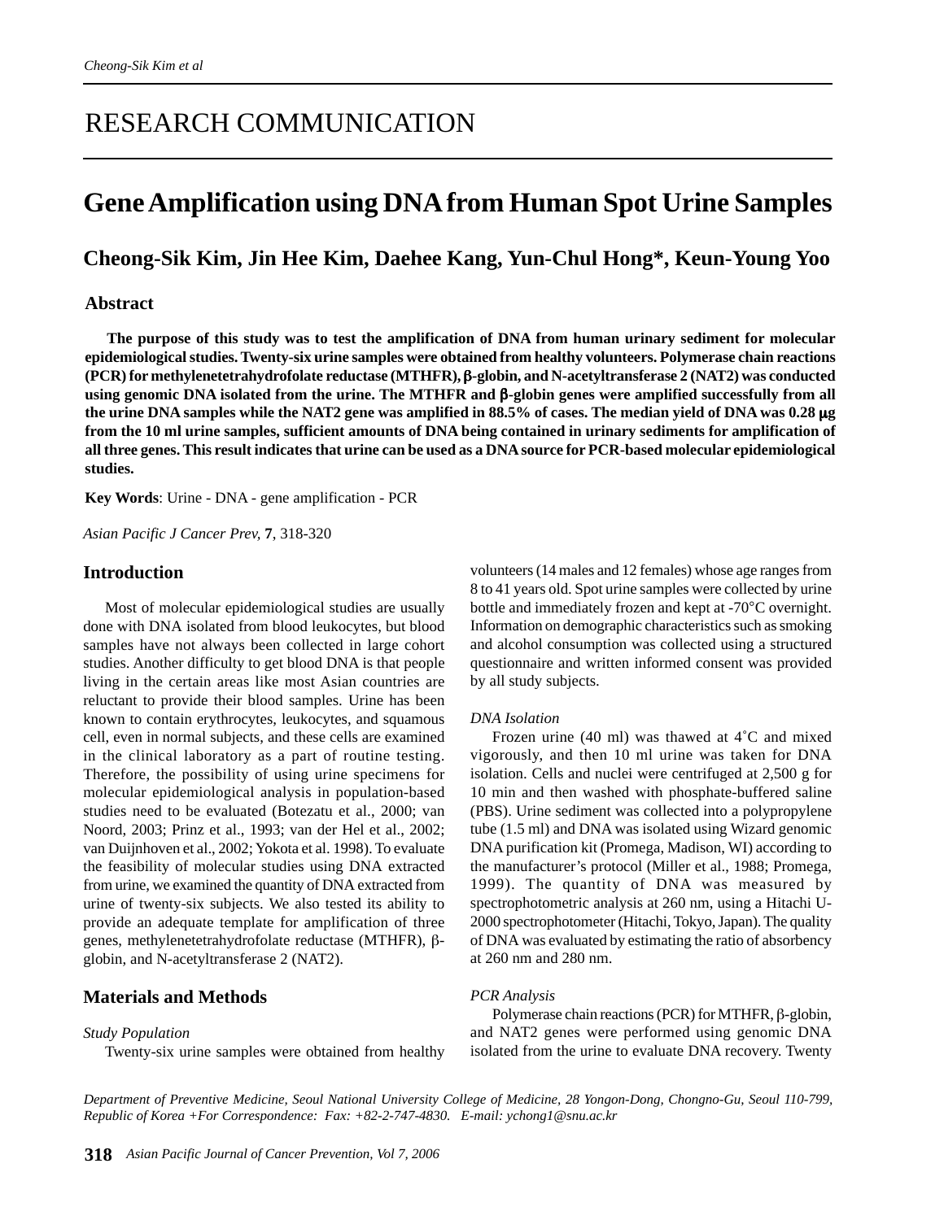RESEARCH COMMUNICATION

# Gene Amplification using DNA from Human Spot Urine Samples

**Cheong-Sik Kim, Jin Hee Kim, Daehee Kang, Yun-Chul Hong*, Keun-Young Yoo**

## Abstract

**The purpose of this study was to test the amplification of DNA from human urinary sediment for molecular epidemiological studies. Twenty-six urine samples were obtained from healthy volunteers. Polymerase chain reactions (PCR) for methylenetetrahydrofolate reductase (MTHFR), β-globin, and N-acetyltransferase 2 (NAT2) was conducted using genomic DNA isolated from the urine. The MTHFR and β-globin genes were amplified successfully from all the urine DNA samples while the NAT2 gene was amplified in 88.5% of cases. The median yield of DNA was 0.28 μg from the 10 ml urine samples, sufficient amounts of DNA being contained in urinary sediments for amplification of all three genes. This result indicates that urine can be used as a DNA source for PCR-based molecular epidemiological studies.**

**Key Words**: Urine - DNA - gene amplification - PCR

*Asian Pacific J Cancer Prev,* **7**, 318-320

## Introduction

Most of molecular epidemiological studies are usually done with DNA isolated from blood leukocytes, but blood samples have not always been collected in large cohort studies. Another difficulty to get blood DNA is that people living in the certain areas like most Asian countries are reluctant to provide their blood samples. Urine has been known to contain erythrocytes, leukocytes, and squamous cell, even in normal subjects, and these cells are examined in the clinical laboratory as a part of routine testing. Therefore, the possibility of using urine specimens for molecular epidemiological analysis in population-based studies need to be evaluated (Botezatu et al., 2000; van Noord, 2003; Prinz et al., 1993; van der Hel et al., 2002; van Duijnhoven et al., 2002; Yokota et al. 1998). To evaluate the feasibility of molecular studies using DNA extracted from urine, we examined the quantity of DNA extracted from urine of twenty-six subjects. We also tested its ability to provide an adequate template for amplification of three genes, methylenetetrahydrofolate reductase (MTHFR), β-globin, and N-acetyltransferase 2 (NAT2).

## Materials and Methods

### *Study Population*

Twenty-six urine samples were obtained from healthy volunteers (14 males and 12 females) whose age ranges from 8 to 41 years old. Spot urine samples were collected by urine bottle and immediately frozen and kept at -70°C overnight. Information on demographic characteristics such as smoking and alcohol consumption was collected using a structured questionnaire and written informed consent was provided by all study subjects.

### *DNA Isolation*

Frozen urine (40 ml) was thawed at 4˚C and mixed vigorously, and then 10 ml urine was taken for DNA isolation. Cells and nuclei were centrifuged at 2,500 g for 10 min and then washed with phosphate-buffered saline (PBS). Urine sediment was collected into a polypropylene tube (1.5 ml) and DNA was isolated using Wizard genomic DNA purification kit (Promega, Madison, WI) according to the manufacturer's protocol (Miller et al., 1988; Promega, 1999). The quantity of DNA was measured by spectrophotometric analysis at 260 nm, using a Hitachi U-2000 spectrophotometer (Hitachi, Tokyo, Japan). The quality of DNA was evaluated by estimating the ratio of absorbency at 260 nm and 280 nm.

### *PCR Analysis*

Polymerase chain reactions (PCR) for MTHFR, β-globin, and NAT2 genes were performed using genomic DNA isolated from the urine to evaluate DNA recovery. Twenty

*Department of Preventive Medicine, Seoul National University College of Medicine, 28 Yongon-Dong, Chongno-Gu, Seoul 110-799, Republic of Korea +For Correspondence: Fax: +82-2-747-4830. E-mail: ychong1@snu.ac.kr*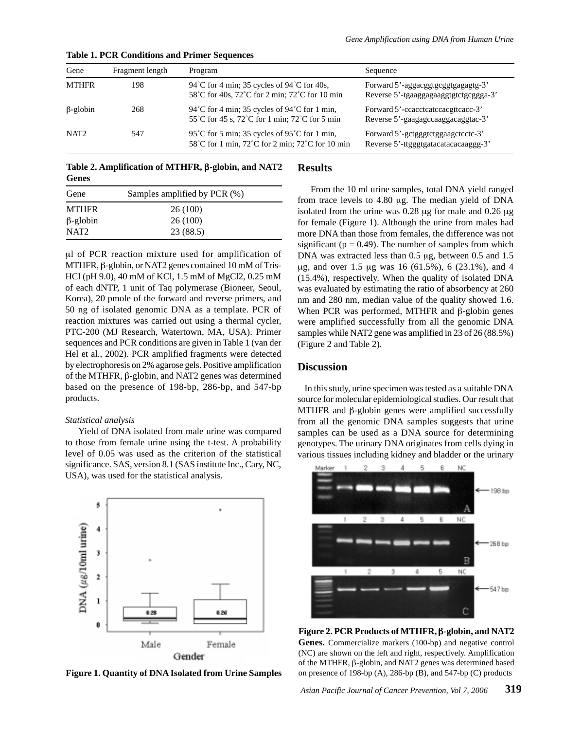**Table 1. PCR Conditions and Primer Sequences**

| Gene | Fragment length | Program | Sequence |
|---|---|---|---|
| MTHFR | 198 | 94˚C for 4 min; 35 cycles of 94˚C for 40s, 58˚C for 40s, 72˚C for 2 min; 72˚C for 10 min | Forward 5'-aggacggtgcggtgagagtg-3' Reverse 5'-tgaaggagaaggtgtctgcggga-3' |
| β-globin | 268 | 94˚C for 4 min; 35 cycles of 94˚C for 1 min, 55˚C for 45 s, 72˚C for 1 min; 72˚C for 5 min | Forward 5'-ccacctcatccacgttcacc-3' Reverse 5'-gaagagccaaggacaggtac-3' |
| NAT2 | 547 | 95˚C for 5 min; 35 cycles of 95˚C for 1 min, 58˚C for 1 min, 72˚C for 2 min; 72˚C for 10 min | Forward 5'-gctgggtctggaagctcctc-3' Reverse 5'-ttgggtgatacatacacaaggg-3' |

μl of PCR reaction mixture used for amplification of MTHFR, β-globin, or NAT2 genes contained 10 mM of Tris-HCl (pH 9.0), 40 mM of KCl, 1.5 mM of MgCl2, 0.25 mM of each dNTP, 1 unit of Taq polymerase (Bioneer, Seoul, Korea), 20 pmole of the forward and reverse primers, and 50 ng of isolated genomic DNA as a template. PCR of reaction mixtures was carried out using a thermal cycler, PTC-200 (MJ Research, Watertown, MA, USA). Primer sequences and PCR conditions are given in Table 1 (van der Hel et al., 2002). PCR amplified fragments were detected by electrophoresis on 2% agarose gels. Positive amplification of the MTHFR, β-globin, and NAT2 genes was determined based on the presence of 198-bp, 286-bp, and 547-bp products.

*Statistical analysis*

Yield of DNA isolated from male urine was compared to those from female urine using the t-test. A probability level of 0.05 was used as the criterion of the statistical significance. SAS, version 8.1 (SAS institute Inc., Cary, NC, USA), was used for the statistical analysis.

**Figure 1. Quantity of DNA Isolated from Urine Samples**

**Table 2. Amplification of MTHFR, β-globin, and NAT2 Genes**

| Gene | Samples amplified by PCR (%) |
|---|---|
| MTHFR | 26 (100) |
| β-globin | 26 (100) |
| NAT2 | 23 (88.5) |

## Results

From the 10 ml urine samples, total DNA yield ranged from trace levels to 4.80 μg. The median yield of DNA isolated from the urine was 0.28 μg for male and 0.26 μg for female (Figure 1). Although the urine from males had more DNA than those from females, the difference was not significant ($p = 0.49$). The number of samples from which DNA was extracted less than 0.5 μg, between 0.5 and 1.5 μg, and over 1.5 μg was 16 (61.5%), 6 (23.1%), and 4 (15.4%), respectively. When the quality of isolated DNA was evaluated by estimating the ratio of absorbency at 260 nm and 280 nm, median value of the quality showed 1.6. When PCR was performed, MTHFR and β-globin genes were amplified successfully from all the genomic DNA samples while NAT2 gene was amplified in 23 of 26 (88.5%) (Figure 2 and Table 2).

## Discussion

In this study, urine specimen was tested as a suitable DNA source for molecular epidemiological studies. Our result that MTHFR and β-globin genes were amplified successfully from all the genomic DNA samples suggests that urine samples can be used as a DNA source for determining genotypes. The urinary DNA originates from cells dying in various tissues including kidney and bladder or the urinary

**Figure 2. PCR Products of MTHFR, β-globin, and NAT2 Genes.** Commercialize markers (100-bp) and negative control (NC) are shown on the left and right, respectively. Amplification of the MTHFR, β-globin, and NAT2 genes was determined based on presence of 198-bp (A), 286-bp (B), and 547-bp (C) products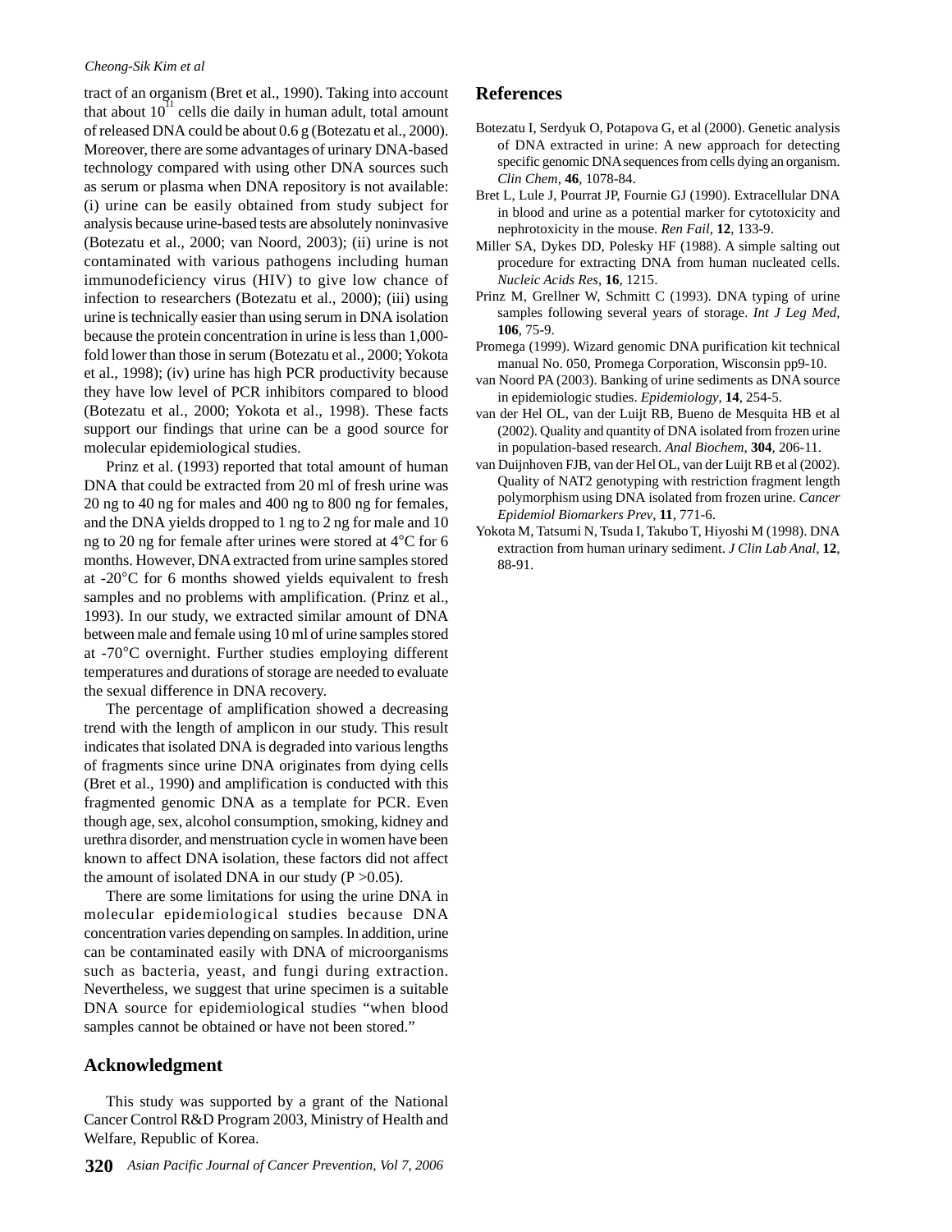tract of an organism (Bret et al., 1990). Taking into account that about $10^{11}$ cells die daily in human adult, total amount of released DNA could be about 0.6 g (Botezatu et al., 2000). Moreover, there are some advantages of urinary DNA-based technology compared with using other DNA sources such as serum or plasma when DNA repository is not available: (i) urine can be easily obtained from study subject for analysis because urine-based tests are absolutely noninvasive (Botezatu et al., 2000; van Noord, 2003); (ii) urine is not contaminated with various pathogens including human immunodeficiency virus (HIV) to give low chance of infection to researchers (Botezatu et al., 2000); (iii) using urine is technically easier than using serum in DNA isolation because the protein concentration in urine is less than 1,000-fold lower than those in serum (Botezatu et al., 2000; Yokota et al., 1998); (iv) urine has high PCR productivity because they have low level of PCR inhibitors compared to blood (Botezatu et al., 2000; Yokota et al., 1998). These facts support our findings that urine can be a good source for molecular epidemiological studies.

Prinz et al. (1993) reported that total amount of human DNA that could be extracted from 20 ml of fresh urine was 20 ng to 40 ng for males and 400 ng to 800 ng for females, and the DNA yields dropped to 1 ng to 2 ng for male and 10 ng to 20 ng for female after urines were stored at 4°C for 6 months. However, DNA extracted from urine samples stored at -20°C for 6 months showed yields equivalent to fresh samples and no problems with amplification. (Prinz et al., 1993). In our study, we extracted similar amount of DNA between male and female using 10 ml of urine samples stored at -70°C overnight. Further studies employing different temperatures and durations of storage are needed to evaluate the sexual difference in DNA recovery.

The percentage of amplification showed a decreasing trend with the length of amplicon in our study. This result indicates that isolated DNA is degraded into various lengths of fragments since urine DNA originates from dying cells (Bret et al., 1990) and amplification is conducted with this fragmented genomic DNA as a template for PCR. Even though age, sex, alcohol consumption, smoking, kidney and urethra disorder, and menstruation cycle in women have been known to affect DNA isolation, these factors did not affect the amount of isolated DNA in our study ($P > 0.05$).

There are some limitations for using the urine DNA in molecular epidemiological studies because DNA concentration varies depending on samples. In addition, urine can be contaminated easily with DNA of microorganisms such as bacteria, yeast, and fungi during extraction. Nevertheless, we suggest that urine specimen is a suitable DNA source for epidemiological studies "when blood samples cannot be obtained or have not been stored."

## Acknowledgment

This study was supported by a grant of the National Cancer Control R&D Program 2003, Ministry of Health and Welfare, Republic of Korea.

## References

Botezatu I, Serdyuk O, Potapova G, et al (2000). Genetic analysis of DNA extracted in urine: A new approach for detecting specific genomic DNA sequences from cells dying an organism. *Clin Chem*, **46**, 1078-84.

Bret L, Lule J, Pourrat JP, Fournie GJ (1990). Extracellular DNA in blood and urine as a potential marker for cytotoxicity and nephrotoxicity in the mouse. *Ren Fail*, **12**, 133-9.

Miller SA, Dykes DD, Polesky HF (1988). A simple salting out procedure for extracting DNA from human nucleated cells. *Nucleic Acids Res*, **16**, 1215.

Prinz M, Grellner W, Schmitt C (1993). DNA typing of urine samples following several years of storage. *Int J Leg Med*, **106**, 75-9.

Promega (1999). Wizard genomic DNA purification kit technical manual No. 050, Promega Corporation, Wisconsin pp9-10.

van Noord PA (2003). Banking of urine sediments as DNA source in epidemiologic studies. *Epidemiology*, **14**, 254-5.

van der Hel OL, van der Luijt RB, Bueno de Mesquita HB et al (2002). Quality and quantity of DNA isolated from frozen urine in population-based research. *Anal Biochem*, **304**, 206-11.

van Duijnhoven FJB, van der Hel OL, van der Luijt RB et al (2002). Quality of NAT2 genotyping with restriction fragment length polymorphism using DNA isolated from frozen urine. *Cancer Epidemiol Biomarkers Prev*, **11**, 771-6.

Yokota M, Tatsumi N, Tsuda I, Takubo T, Hiyoshi M (1998). DNA extraction from human urinary sediment. *J Clin Lab Anal*, **12**, 88-91.